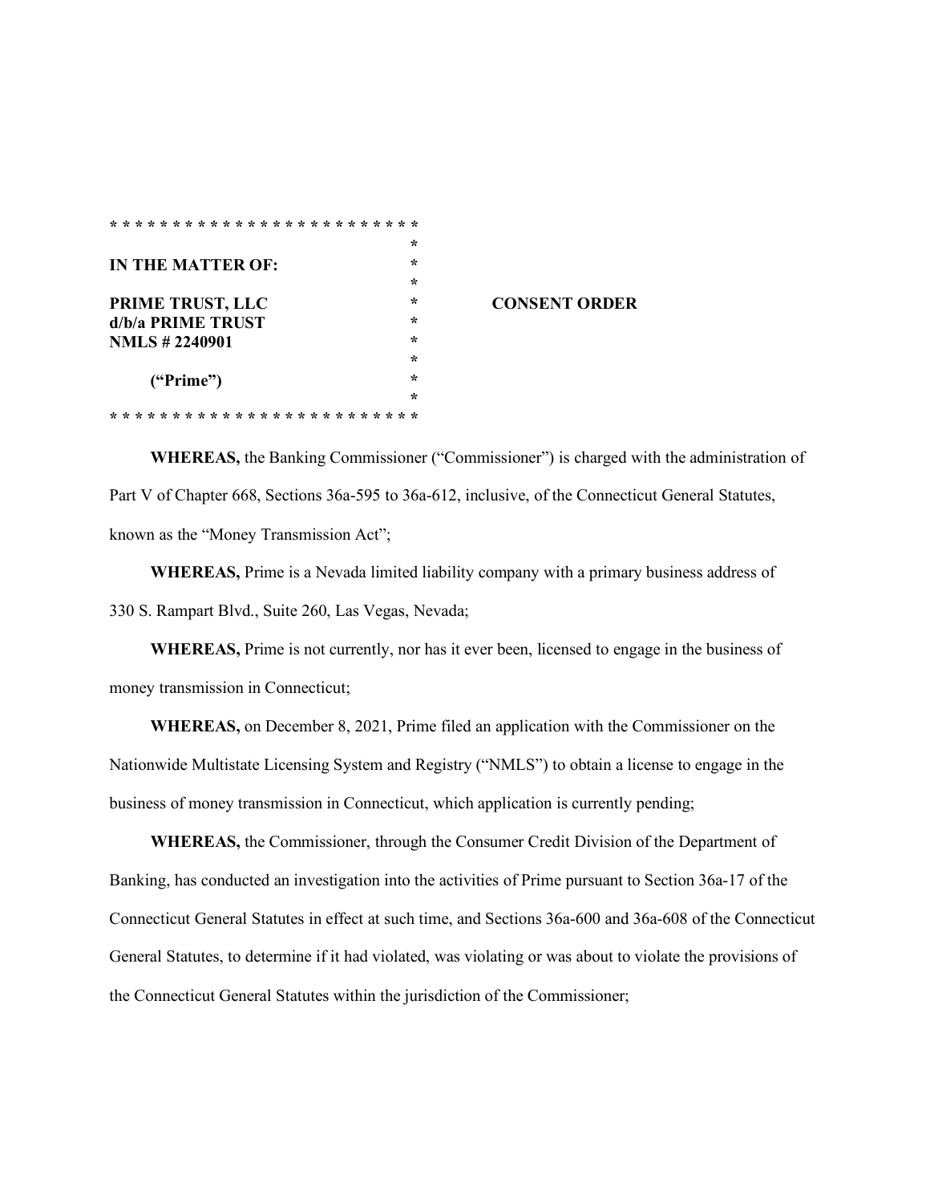```
* * * * * * * * * * * * * * * * * * * * * * * * *
                                                *
IN THE MATTER OF:                               *
                                                *
PRIME TRUST, LLC                                *       CONSENT ORDER
d/b/a PRIME TRUST                               *
NMLS # 2240901                                  *
                                                *
      ("Prime")                                 *
                                                *
* * * * * * * * * * * * * * * * * * * * * * * * *
```

**WHEREAS,** the Banking Commissioner ("Commissioner") is charged with the administration of Part V of Chapter 668, Sections 36a-595 to 36a-612, inclusive, of the Connecticut General Statutes, known as the "Money Transmission Act";

**WHEREAS,** Prime is a Nevada limited liability company with a primary business address of 330 S. Rampart Blvd., Suite 260, Las Vegas, Nevada;

**WHEREAS,** Prime is not currently, nor has it ever been, licensed to engage in the business of money transmission in Connecticut;

**WHEREAS,** on December 8, 2021, Prime filed an application with the Commissioner on the Nationwide Multistate Licensing System and Registry ("NMLS") to obtain a license to engage in the business of money transmission in Connecticut, which application is currently pending;

**WHEREAS,** the Commissioner, through the Consumer Credit Division of the Department of Banking, has conducted an investigation into the activities of Prime pursuant to Section 36a-17 of the Connecticut General Statutes in effect at such time, and Sections 36a-600 and 36a-608 of the Connecticut General Statutes, to determine if it had violated, was violating or was about to violate the provisions of the Connecticut General Statutes within the jurisdiction of the Commissioner;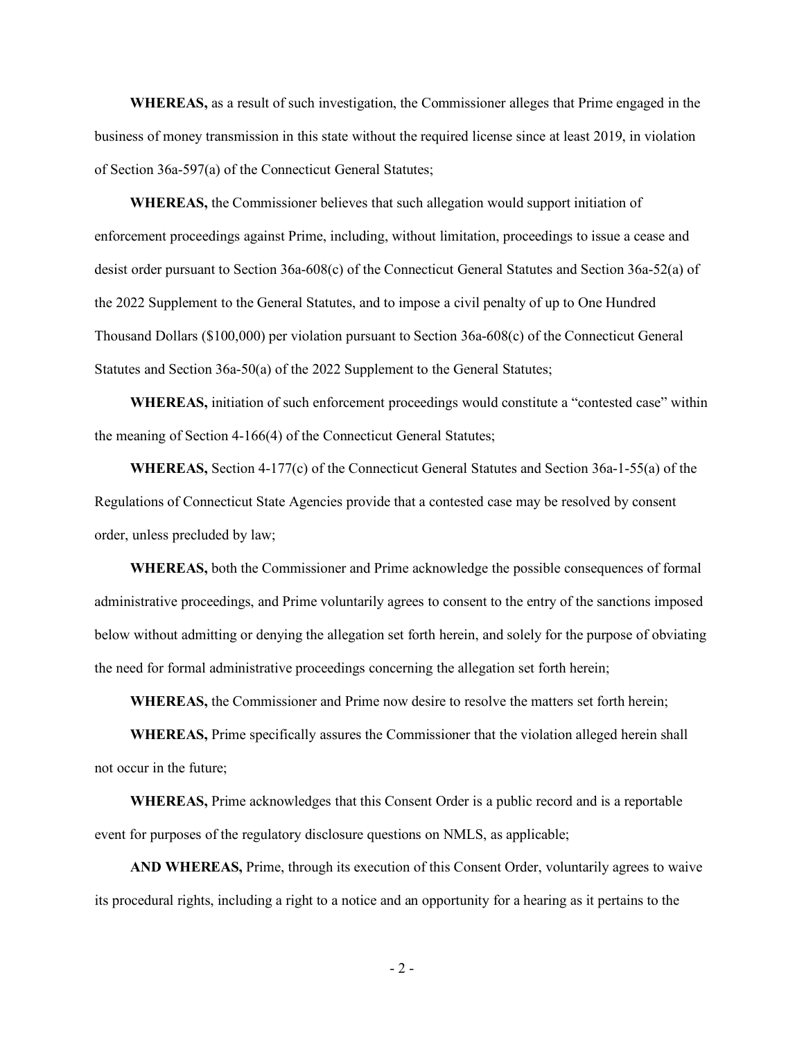**WHEREAS,** as a result of such investigation, the Commissioner alleges that Prime engaged in the business of money transmission in this state without the required license since at least 2019, in violation of Section 36a-597(a) of the Connecticut General Statutes;

**WHEREAS,** the Commissioner believes that such allegation would support initiation of enforcement proceedings against Prime, including, without limitation, proceedings to issue a cease and desist order pursuant to Section 36a-608(c) of the Connecticut General Statutes and Section 36a-52(a) of the 2022 Supplement to the General Statutes, and to impose a civil penalty of up to One Hundred Thousand Dollars ($100,000) per violation pursuant to Section 36a-608(c) of the Connecticut General Statutes and Section 36a-50(a) of the 2022 Supplement to the General Statutes;

**WHEREAS,** initiation of such enforcement proceedings would constitute a "contested case" within the meaning of Section 4-166(4) of the Connecticut General Statutes;

**WHEREAS,** Section 4-177(c) of the Connecticut General Statutes and Section 36a-1-55(a) of the Regulations of Connecticut State Agencies provide that a contested case may be resolved by consent order, unless precluded by law;

**WHEREAS,** both the Commissioner and Prime acknowledge the possible consequences of formal administrative proceedings, and Prime voluntarily agrees to consent to the entry of the sanctions imposed below without admitting or denying the allegation set forth herein, and solely for the purpose of obviating the need for formal administrative proceedings concerning the allegation set forth herein;

**WHEREAS,** the Commissioner and Prime now desire to resolve the matters set forth herein;

**WHEREAS,** Prime specifically assures the Commissioner that the violation alleged herein shall not occur in the future;

**WHEREAS,** Prime acknowledges that this Consent Order is a public record and is a reportable event for purposes of the regulatory disclosure questions on NMLS, as applicable;

**AND WHEREAS,** Prime, through its execution of this Consent Order, voluntarily agrees to waive its procedural rights, including a right to a notice and an opportunity for a hearing as it pertains to the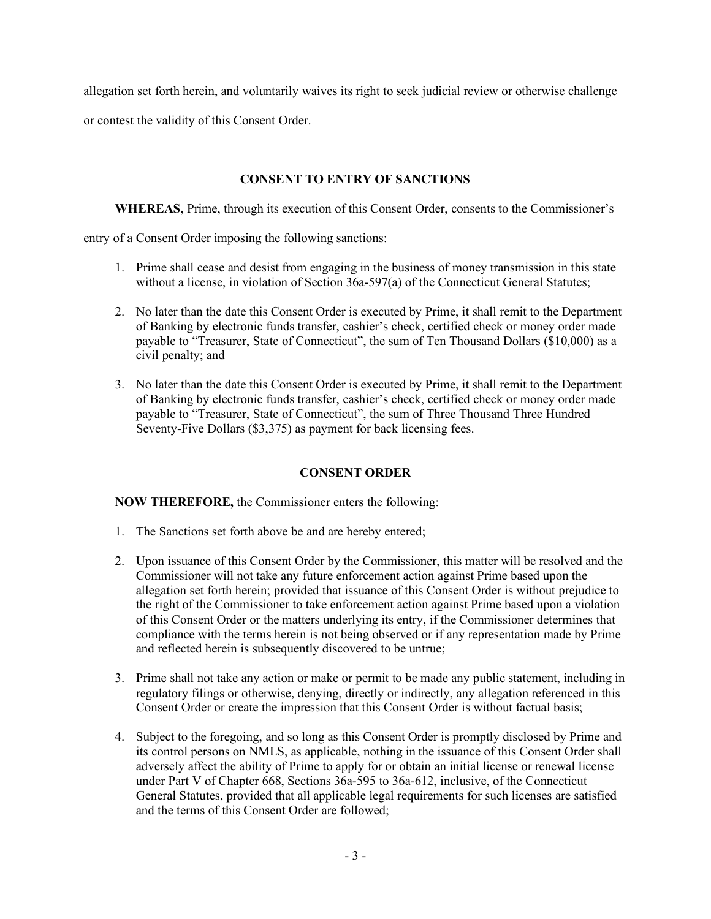allegation set forth herein, and voluntarily waives its right to seek judicial review or otherwise challenge or contest the validity of this Consent Order.

## CONSENT TO ENTRY OF SANCTIONS

**WHEREAS,** Prime, through its execution of this Consent Order, consents to the Commissioner's entry of a Consent Order imposing the following sanctions:

1. Prime shall cease and desist from engaging in the business of money transmission in this state without a license, in violation of Section 36a-597(a) of the Connecticut General Statutes;
2. No later than the date this Consent Order is executed by Prime, it shall remit to the Department of Banking by electronic funds transfer, cashier's check, certified check or money order made payable to "Treasurer, State of Connecticut", the sum of Ten Thousand Dollars ($10,000) as a civil penalty; and
3. No later than the date this Consent Order is executed by Prime, it shall remit to the Department of Banking by electronic funds transfer, cashier's check, certified check or money order made payable to "Treasurer, State of Connecticut", the sum of Three Thousand Three Hundred Seventy-Five Dollars ($3,375) as payment for back licensing fees.

## CONSENT ORDER

**NOW THEREFORE,** the Commissioner enters the following:

1. The Sanctions set forth above be and are hereby entered;
2. Upon issuance of this Consent Order by the Commissioner, this matter will be resolved and the Commissioner will not take any future enforcement action against Prime based upon the allegation set forth herein; provided that issuance of this Consent Order is without prejudice to the right of the Commissioner to take enforcement action against Prime based upon a violation of this Consent Order or the matters underlying its entry, if the Commissioner determines that compliance with the terms herein is not being observed or if any representation made by Prime and reflected herein is subsequently discovered to be untrue;
3. Prime shall not take any action or make or permit to be made any public statement, including in regulatory filings or otherwise, denying, directly or indirectly, any allegation referenced in this Consent Order or create the impression that this Consent Order is without factual basis;
4. Subject to the foregoing, and so long as this Consent Order is promptly disclosed by Prime and its control persons on NMLS, as applicable, nothing in the issuance of this Consent Order shall adversely affect the ability of Prime to apply for or obtain an initial license or renewal license under Part V of Chapter 668, Sections 36a-595 to 36a-612, inclusive, of the Connecticut General Statutes, provided that all applicable legal requirements for such licenses are satisfied and the terms of this Consent Order are followed;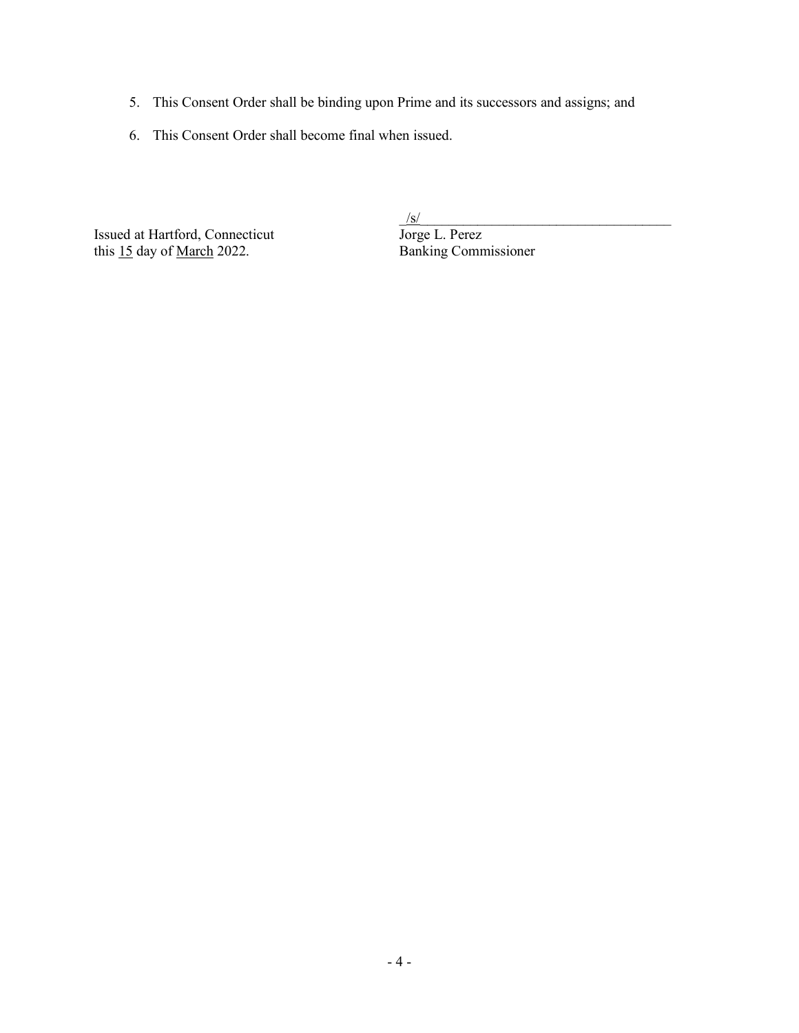5. This Consent Order shall be binding upon Prime and its successors and assigns; and

6. This Consent Order shall become final when issued.

Issued at Hartford, Connecticut
this 15 day of March 2022.

/s/
Jorge L. Perez
Banking Commissioner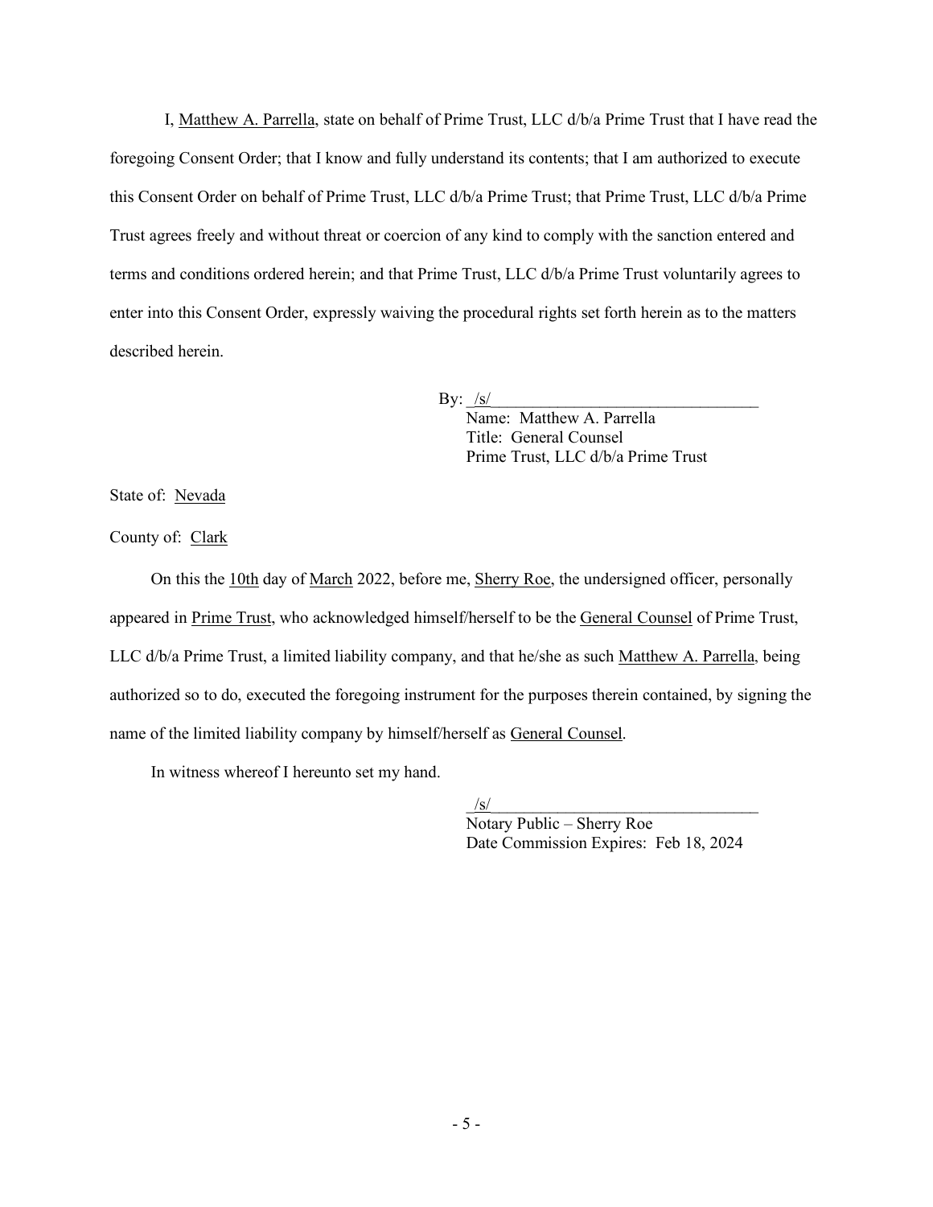I, Matthew A. Parrella, state on behalf of Prime Trust, LLC d/b/a Prime Trust that I have read the foregoing Consent Order; that I know and fully understand its contents; that I am authorized to execute this Consent Order on behalf of Prime Trust, LLC d/b/a Prime Trust; that Prime Trust, LLC d/b/a Prime Trust agrees freely and without threat or coercion of any kind to comply with the sanction entered and terms and conditions ordered herein; and that Prime Trust, LLC d/b/a Prime Trust voluntarily agrees to enter into this Consent Order, expressly waiving the procedural rights set forth herein as to the matters described herein.

By: /s/
Name: Matthew A. Parrella
Title: General Counsel
Prime Trust, LLC d/b/a Prime Trust

State of: Nevada

County of: Clark

On this the 10th day of March 2022, before me, Sherry Roe, the undersigned officer, personally appeared in Prime Trust, who acknowledged himself/herself to be the General Counsel of Prime Trust, LLC d/b/a Prime Trust, a limited liability company, and that he/she as such Matthew A. Parrella, being authorized so to do, executed the foregoing instrument for the purposes therein contained, by signing the name of the limited liability company by himself/herself as General Counsel.

In witness whereof I hereunto set my hand.

/s/
Notary Public – Sherry Roe
Date Commission Expires: Feb 18, 2024